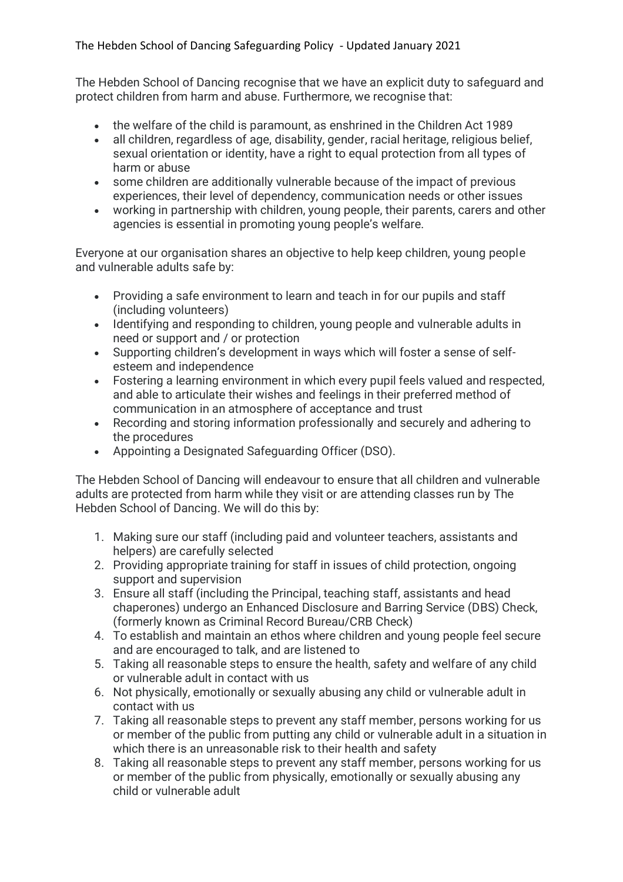# The Hebden School of Dancing Safeguarding Policy - Updated January 2021

The Hebden School of Dancing recognise that we have an explicit duty to safeguard and protect children from harm and abuse. Furthermore, we recognise that:

- the welfare of the child is paramount, as enshrined in the Children Act 1989
- all children, regardless of age, disability, gender, racial heritage, religious belief, sexual orientation or identity, have a right to equal protection from all types of harm or abuse
- some children are additionally vulnerable because of the impact of previous experiences, their level of dependency, communication needs or other issues
- working in partnership with children, young people, their parents, carers and other agencies is essential in promoting young people's welfare.

Everyone at our organisation shares an objective to help keep children, young people and vulnerable adults safe by:

- Providing a safe environment to learn and teach in for our pupils and staff (including volunteers)
- Identifying and responding to children, young people and vulnerable adults in need or support and / or protection
- Supporting children's development in ways which will foster a sense of self-esteem and independence
- Fostering a learning environment in which every pupil feels valued and respected, and able to articulate their wishes and feelings in their preferred method of communication in an atmosphere of acceptance and trust
- Recording and storing information professionally and securely and adhering to the procedures
- Appointing a Designated Safeguarding Officer (DSO).

The Hebden School of Dancing will endeavour to ensure that all children and vulnerable adults are protected from harm while they visit or are attending classes run by The Hebden School of Dancing. We will do this by:

1. Making sure our staff (including paid and volunteer teachers, assistants and helpers) are carefully selected
2. Providing appropriate training for staff in issues of child protection, ongoing support and supervision
3. Ensure all staff (including the Principal, teaching staff, assistants and head chaperones) undergo an Enhanced Disclosure and Barring Service (DBS) Check, (formerly known as Criminal Record Bureau/CRB Check)
4. To establish and maintain an ethos where children and young people feel secure and are encouraged to talk, and are listened to
5. Taking all reasonable steps to ensure the health, safety and welfare of any child or vulnerable adult in contact with us
6. Not physically, emotionally or sexually abusing any child or vulnerable adult in contact with us
7. Taking all reasonable steps to prevent any staff member, persons working for us or member of the public from putting any child or vulnerable adult in a situation in which there is an unreasonable risk to their health and safety
8. Taking all reasonable steps to prevent any staff member, persons working for us or member of the public from physically, emotionally or sexually abusing any child or vulnerable adult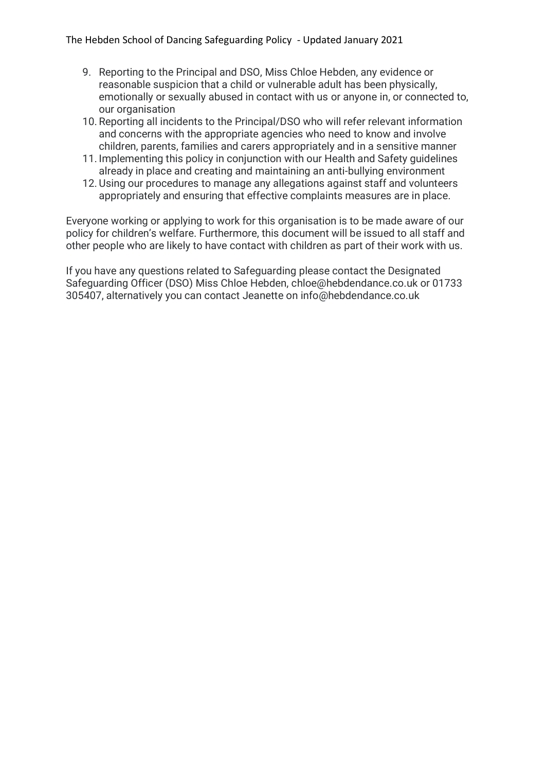9. Reporting to the Principal and DSO, Miss Chloe Hebden, any evidence or reasonable suspicion that a child or vulnerable adult has been physically, emotionally or sexually abused in contact with us or anyone in, or connected to, our organisation
10. Reporting all incidents to the Principal/DSO who will refer relevant information and concerns with the appropriate agencies who need to know and involve children, parents, families and carers appropriately and in a sensitive manner
11. Implementing this policy in conjunction with our Health and Safety guidelines already in place and creating and maintaining an anti-bullying environment
12. Using our procedures to manage any allegations against staff and volunteers appropriately and ensuring that effective complaints measures are in place.

Everyone working or applying to work for this organisation is to be made aware of our policy for children's welfare. Furthermore, this document will be issued to all staff and other people who are likely to have contact with children as part of their work with us.

If you have any questions related to Safeguarding please contact the Designated Safeguarding Officer (DSO) Miss Chloe Hebden, chloe@hebdendance.co.uk or 01733 305407, alternatively you can contact Jeanette on info@hebdendance.co.uk